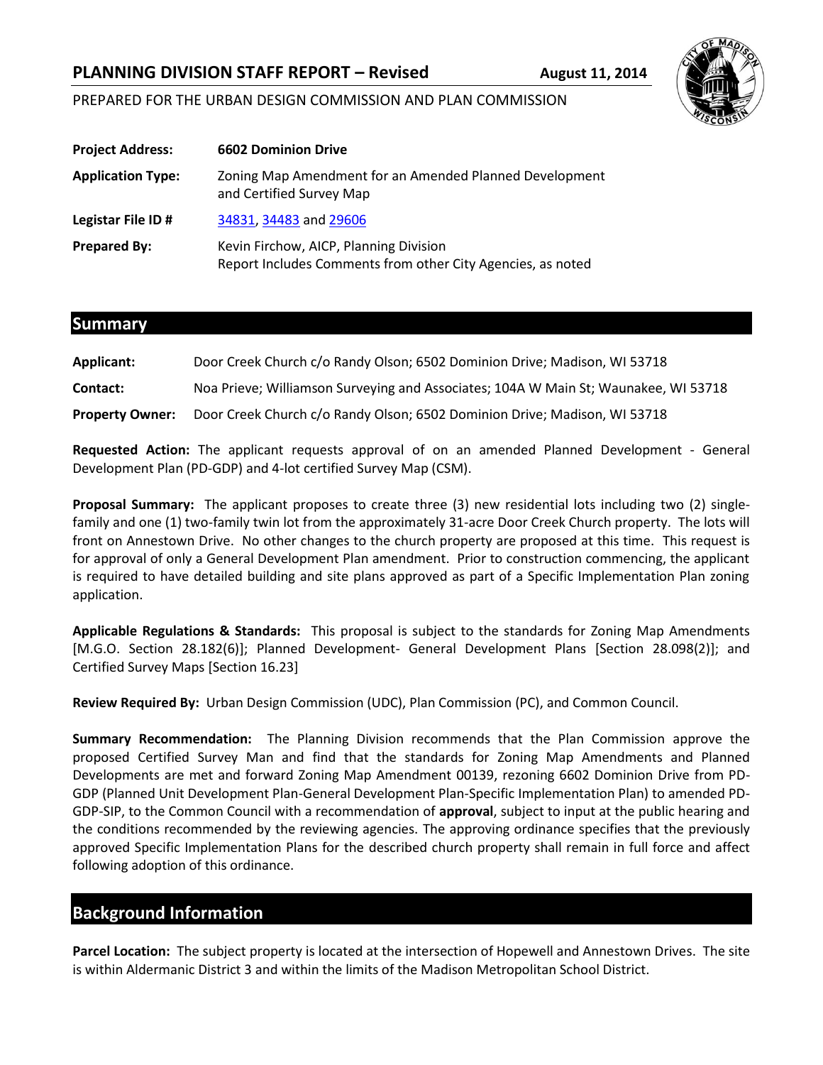# PLANNING DIVISION STAFF REPORT – Revised

**August 11, 2014**

PREPARED FOR THE URBAN DESIGN COMMISSION AND PLAN COMMISSION

| | |
|---|---|
| **Project Address:** | **6602 Dominion Drive** |
| **Application Type:** | Zoning Map Amendment for an Amended Planned Development and Certified Survey Map |
| **Legistar File ID #** | 34831, 34483 and 29606 |
| **Prepared By:** | Kevin Firchow, AICP, Planning Division<br>Report Includes Comments from other City Agencies, as noted |

## Summary

**Applicant:** Door Creek Church c/o Randy Olson; 6502 Dominion Drive; Madison, WI 53718

**Contact:** Noa Prieve; Williamson Surveying and Associates; 104A W Main St; Waunakee, WI 53718

**Property Owner:** Door Creek Church c/o Randy Olson; 6502 Dominion Drive; Madison, WI 53718

**Requested Action:** The applicant requests approval of on an amended Planned Development - General Development Plan (PD-GDP) and 4-lot certified Survey Map (CSM).

**Proposal Summary:** The applicant proposes to create three (3) new residential lots including two (2) single-family and one (1) two-family twin lot from the approximately 31-acre Door Creek Church property. The lots will front on Annestown Drive. No other changes to the church property are proposed at this time. This request is for approval of only a General Development Plan amendment. Prior to construction commencing, the applicant is required to have detailed building and site plans approved as part of a Specific Implementation Plan zoning application.

**Applicable Regulations & Standards:** This proposal is subject to the standards for Zoning Map Amendments [M.G.O. Section 28.182(6)]; Planned Development- General Development Plans [Section 28.098(2)]; and Certified Survey Maps [Section 16.23]

**Review Required By:** Urban Design Commission (UDC), Plan Commission (PC), and Common Council.

**Summary Recommendation:** The Planning Division recommends that the Plan Commission approve the proposed Certified Survey Man and find that the standards for Zoning Map Amendments and Planned Developments are met and forward Zoning Map Amendment 00139, rezoning 6602 Dominion Drive from PD-GDP (Planned Unit Development Plan-General Development Plan-Specific Implementation Plan) to amended PD-GDP-SIP, to the Common Council with a recommendation of **approval**, subject to input at the public hearing and the conditions recommended by the reviewing agencies. The approving ordinance specifies that the previously approved Specific Implementation Plans for the described church property shall remain in full force and affect following adoption of this ordinance.

## Background Information

**Parcel Location:** The subject property is located at the intersection of Hopewell and Annestown Drives. The site is within Aldermanic District 3 and within the limits of the Madison Metropolitan School District.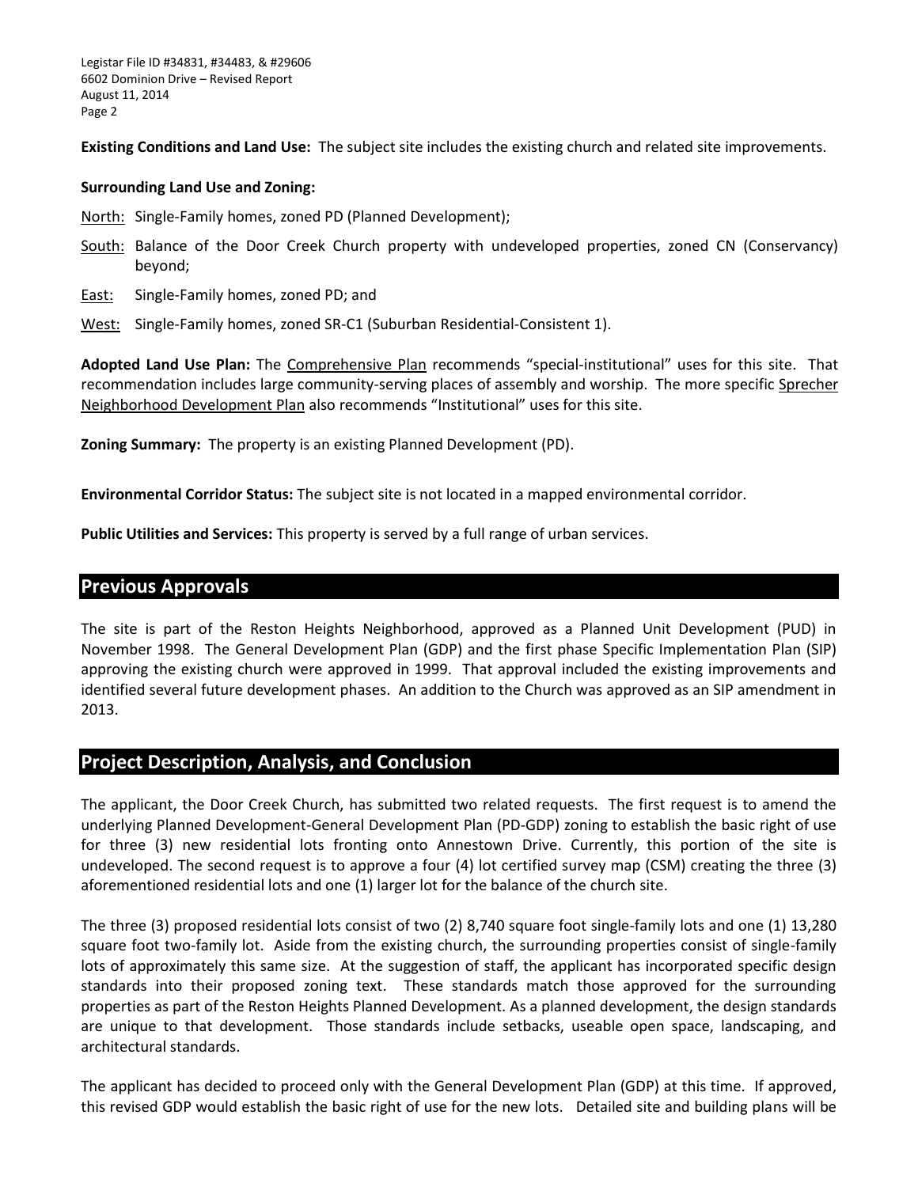**Existing Conditions and Land Use:** The subject site includes the existing church and related site improvements.

**Surrounding Land Use and Zoning:**

North: Single-Family homes, zoned PD (Planned Development);

South: Balance of the Door Creek Church property with undeveloped properties, zoned CN (Conservancy) beyond;

East: Single-Family homes, zoned PD; and

West: Single-Family homes, zoned SR-C1 (Suburban Residential-Consistent 1).

**Adopted Land Use Plan:** The Comprehensive Plan recommends "special-institutional" uses for this site. That recommendation includes large community-serving places of assembly and worship. The more specific Sprecher Neighborhood Development Plan also recommends "Institutional" uses for this site.

**Zoning Summary:** The property is an existing Planned Development (PD).

**Environmental Corridor Status:** The subject site is not located in a mapped environmental corridor.

**Public Utilities and Services:** This property is served by a full range of urban services.

## Previous Approvals

The site is part of the Reston Heights Neighborhood, approved as a Planned Unit Development (PUD) in November 1998. The General Development Plan (GDP) and the first phase Specific Implementation Plan (SIP) approving the existing church were approved in 1999. That approval included the existing improvements and identified several future development phases. An addition to the Church was approved as an SIP amendment in 2013.

## Project Description, Analysis, and Conclusion

The applicant, the Door Creek Church, has submitted two related requests. The first request is to amend the underlying Planned Development-General Development Plan (PD-GDP) zoning to establish the basic right of use for three (3) new residential lots fronting onto Annestown Drive. Currently, this portion of the site is undeveloped. The second request is to approve a four (4) lot certified survey map (CSM) creating the three (3) aforementioned residential lots and one (1) larger lot for the balance of the church site.

The three (3) proposed residential lots consist of two (2) 8,740 square foot single-family lots and one (1) 13,280 square foot two-family lot. Aside from the existing church, the surrounding properties consist of single-family lots of approximately this same size. At the suggestion of staff, the applicant has incorporated specific design standards into their proposed zoning text. These standards match those approved for the surrounding properties as part of the Reston Heights Planned Development. As a planned development, the design standards are unique to that development. Those standards include setbacks, useable open space, landscaping, and architectural standards.

The applicant has decided to proceed only with the General Development Plan (GDP) at this time. If approved, this revised GDP would establish the basic right of use for the new lots. Detailed site and building plans will be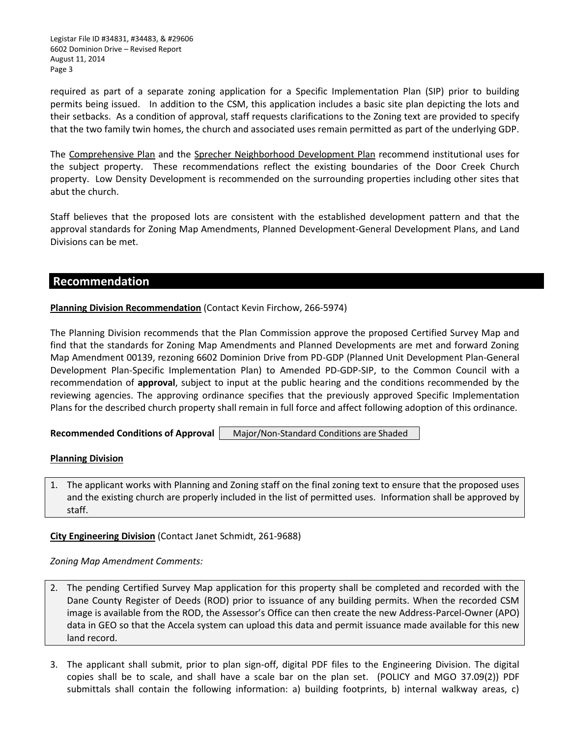required as part of a separate zoning application for a Specific Implementation Plan (SIP) prior to building permits being issued. In addition to the CSM, this application includes a basic site plan depicting the lots and their setbacks. As a condition of approval, staff requests clarifications to the Zoning text are provided to specify that the two family twin homes, the church and associated uses remain permitted as part of the underlying GDP.

The Comprehensive Plan and the Sprecher Neighborhood Development Plan recommend institutional uses for the subject property. These recommendations reflect the existing boundaries of the Door Creek Church property. Low Density Development is recommended on the surrounding properties including other sites that abut the church.

Staff believes that the proposed lots are consistent with the established development pattern and that the approval standards for Zoning Map Amendments, Planned Development-General Development Plans, and Land Divisions can be met.

## Recommendation

**Planning Division Recommendation** (Contact Kevin Firchow, 266-5974)

The Planning Division recommends that the Plan Commission approve the proposed Certified Survey Map and find that the standards for Zoning Map Amendments and Planned Developments are met and forward Zoning Map Amendment 00139, rezoning 6602 Dominion Drive from PD-GDP (Planned Unit Development Plan-General Development Plan-Specific Implementation Plan) to Amended PD-GDP-SIP, to the Common Council with a recommendation of **approval**, subject to input at the public hearing and the conditions recommended by the reviewing agencies. The approving ordinance specifies that the previously approved Specific Implementation Plans for the described church property shall remain in full force and affect following adoption of this ordinance.

**Recommended Conditions of Approval** Major/Non-Standard Conditions are Shaded

**Planning Division**

1. The applicant works with Planning and Zoning staff on the final zoning text to ensure that the proposed uses and the existing church are properly included in the list of permitted uses. Information shall be approved by staff.

**City Engineering Division** (Contact Janet Schmidt, 261-9688)

*Zoning Map Amendment Comments:*

2. The pending Certified Survey Map application for this property shall be completed and recorded with the Dane County Register of Deeds (ROD) prior to issuance of any building permits. When the recorded CSM image is available from the ROD, the Assessor's Office can then create the new Address-Parcel-Owner (APO) data in GEO so that the Accela system can upload this data and permit issuance made available for this new land record.

3. The applicant shall submit, prior to plan sign-off, digital PDF files to the Engineering Division. The digital copies shall be to scale, and shall have a scale bar on the plan set. (POLICY and MGO 37.09(2)) PDF submittals shall contain the following information: a) building footprints, b) internal walkway areas, c)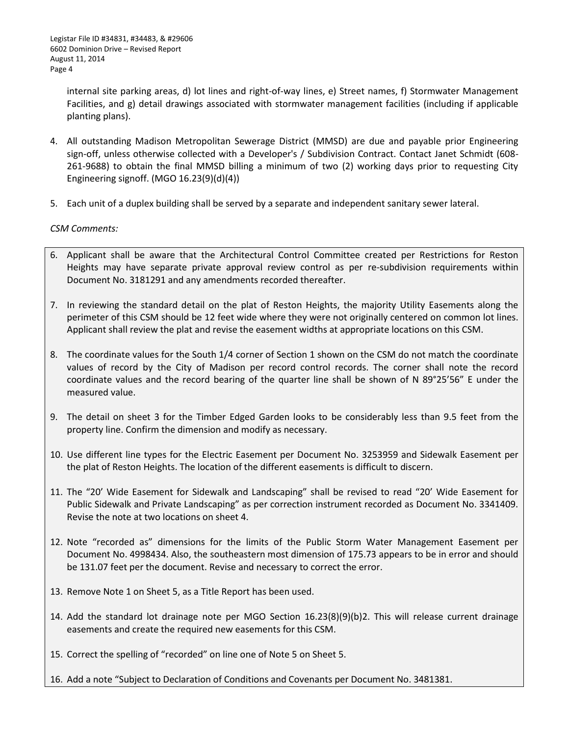internal site parking areas, d) lot lines and right-of-way lines, e) Street names, f) Stormwater Management Facilities, and g) detail drawings associated with stormwater management facilities (including if applicable planting plans).

4. All outstanding Madison Metropolitan Sewerage District (MMSD) are due and payable prior Engineering sign-off, unless otherwise collected with a Developer's / Subdivision Contract. Contact Janet Schmidt (608-261-9688) to obtain the final MMSD billing a minimum of two (2) working days prior to requesting City Engineering signoff. (MGO 16.23(9)(d)(4))

5. Each unit of a duplex building shall be served by a separate and independent sanitary sewer lateral.

*CSM Comments:*

6. Applicant shall be aware that the Architectural Control Committee created per Restrictions for Reston Heights may have separate private approval review control as per re-subdivision requirements within Document No. 3181291 and any amendments recorded thereafter.

7. In reviewing the standard detail on the plat of Reston Heights, the majority Utility Easements along the perimeter of this CSM should be 12 feet wide where they were not originally centered on common lot lines. Applicant shall review the plat and revise the easement widths at appropriate locations on this CSM.

8. The coordinate values for the South 1/4 corner of Section 1 shown on the CSM do not match the coordinate values of record by the City of Madison per record control records. The corner shall note the record coordinate values and the record bearing of the quarter line shall be shown of N 89°25'56" E under the measured value.

9. The detail on sheet 3 for the Timber Edged Garden looks to be considerably less than 9.5 feet from the property line. Confirm the dimension and modify as necessary.

10. Use different line types for the Electric Easement per Document No. 3253959 and Sidewalk Easement per the plat of Reston Heights. The location of the different easements is difficult to discern.

11. The "20' Wide Easement for Sidewalk and Landscaping" shall be revised to read "20' Wide Easement for Public Sidewalk and Private Landscaping" as per correction instrument recorded as Document No. 3341409. Revise the note at two locations on sheet 4.

12. Note "recorded as" dimensions for the limits of the Public Storm Water Management Easement per Document No. 4998434. Also, the southeastern most dimension of 175.73 appears to be in error and should be 131.07 feet per the document. Revise and necessary to correct the error.

13. Remove Note 1 on Sheet 5, as a Title Report has been used.

14. Add the standard lot drainage note per MGO Section 16.23(8)(9)(b)2. This will release current drainage easements and create the required new easements for this CSM.

15. Correct the spelling of "recorded" on line one of Note 5 on Sheet 5.

16. Add a note "Subject to Declaration of Conditions and Covenants per Document No. 3481381.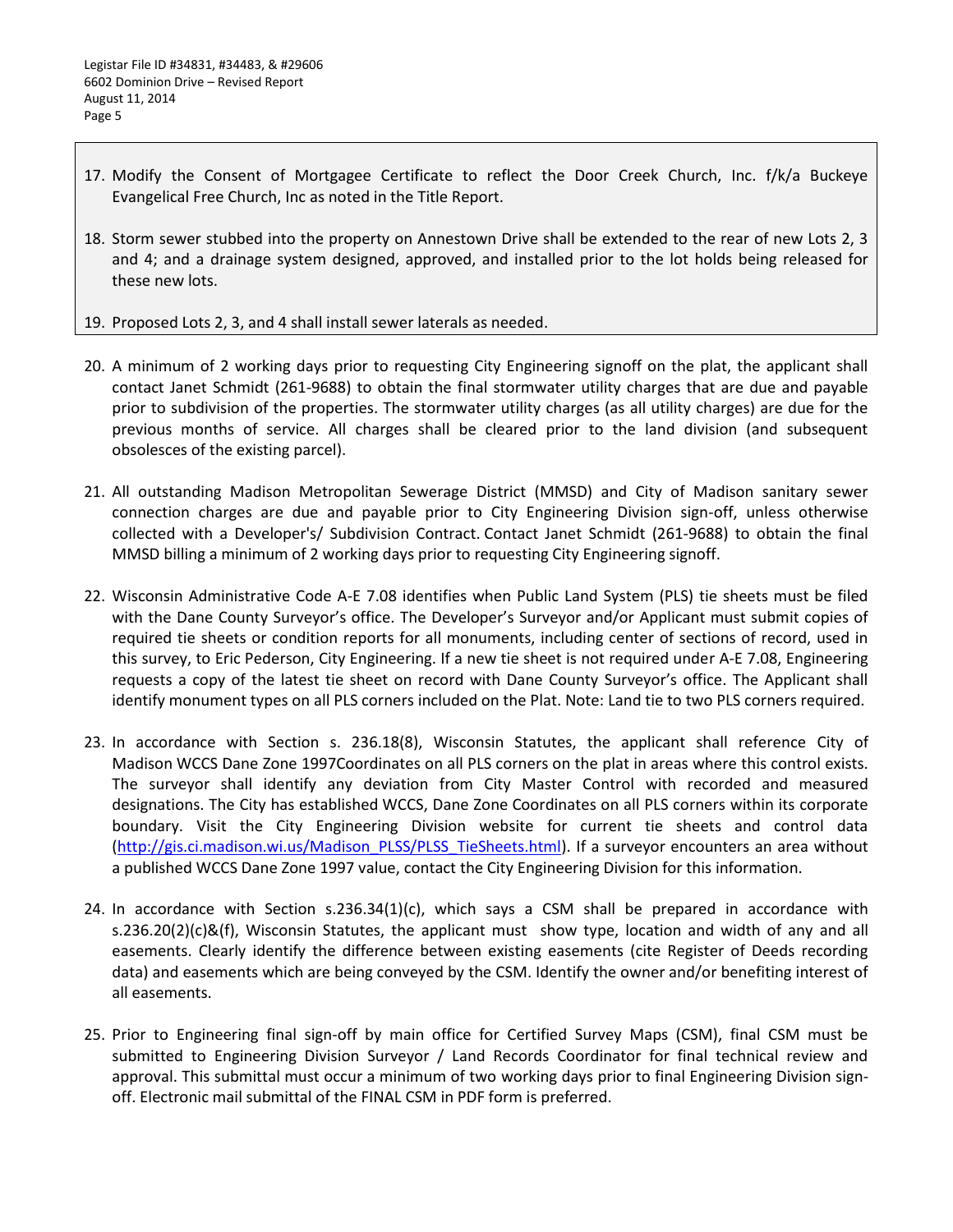17. Modify the Consent of Mortgagee Certificate to reflect the Door Creek Church, Inc. f/k/a Buckeye Evangelical Free Church, Inc as noted in the Title Report.

18. Storm sewer stubbed into the property on Annestown Drive shall be extended to the rear of new Lots 2, 3 and 4; and a drainage system designed, approved, and installed prior to the lot holds being released for these new lots.

19. Proposed Lots 2, 3, and 4 shall install sewer laterals as needed.

20. A minimum of 2 working days prior to requesting City Engineering signoff on the plat, the applicant shall contact Janet Schmidt (261-9688) to obtain the final stormwater utility charges that are due and payable prior to subdivision of the properties. The stormwater utility charges (as all utility charges) are due for the previous months of service. All charges shall be cleared prior to the land division (and subsequent obsolesces of the existing parcel).

21. All outstanding Madison Metropolitan Sewerage District (MMSD) and City of Madison sanitary sewer connection charges are due and payable prior to City Engineering Division sign-off, unless otherwise collected with a Developer's/ Subdivision Contract. Contact Janet Schmidt (261-9688) to obtain the final MMSD billing a minimum of 2 working days prior to requesting City Engineering signoff.

22. Wisconsin Administrative Code A-E 7.08 identifies when Public Land System (PLS) tie sheets must be filed with the Dane County Surveyor's office. The Developer's Surveyor and/or Applicant must submit copies of required tie sheets or condition reports for all monuments, including center of sections of record, used in this survey, to Eric Pederson, City Engineering. If a new tie sheet is not required under A-E 7.08, Engineering requests a copy of the latest tie sheet on record with Dane County Surveyor's office. The Applicant shall identify monument types on all PLS corners included on the Plat. Note: Land tie to two PLS corners required.

23. In accordance with Section s. 236.18(8), Wisconsin Statutes, the applicant shall reference City of Madison WCCS Dane Zone 1997Coordinates on all PLS corners on the plat in areas where this control exists. The surveyor shall identify any deviation from City Master Control with recorded and measured designations. The City has established WCCS, Dane Zone Coordinates on all PLS corners within its corporate boundary. Visit the City Engineering Division website for current tie sheets and control data (http://gis.ci.madison.wi.us/Madison_PLSS/PLSS_TieSheets.html). If a surveyor encounters an area without a published WCCS Dane Zone 1997 value, contact the City Engineering Division for this information.

24. In accordance with Section s.236.34(1)(c), which says a CSM shall be prepared in accordance with s.236.20(2)(c)&(f), Wisconsin Statutes, the applicant must show type, location and width of any and all easements. Clearly identify the difference between existing easements (cite Register of Deeds recording data) and easements which are being conveyed by the CSM. Identify the owner and/or benefiting interest of all easements.

25. Prior to Engineering final sign-off by main office for Certified Survey Maps (CSM), final CSM must be submitted to Engineering Division Surveyor / Land Records Coordinator for final technical review and approval. This submittal must occur a minimum of two working days prior to final Engineering Division sign-off. Electronic mail submittal of the FINAL CSM in PDF form is preferred.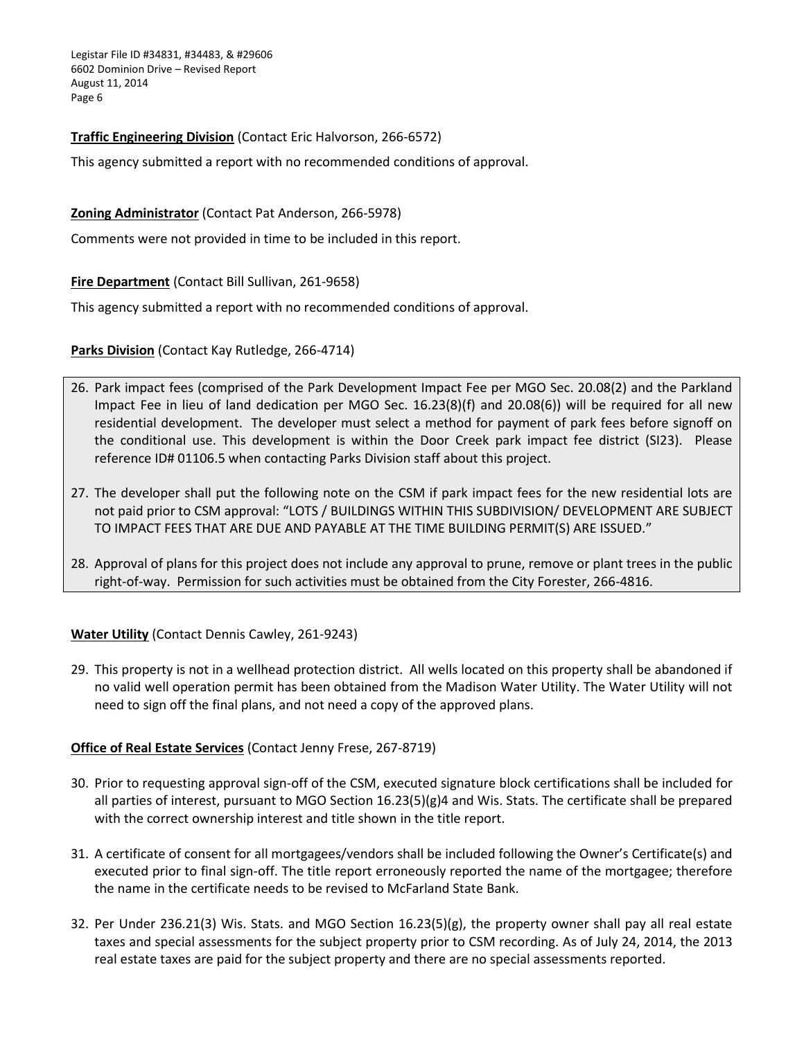**Traffic Engineering Division** (Contact Eric Halvorson, 266-6572)

This agency submitted a report with no recommended conditions of approval.

**Zoning Administrator** (Contact Pat Anderson, 266-5978)

Comments were not provided in time to be included in this report.

**Fire Department** (Contact Bill Sullivan, 261-9658)

This agency submitted a report with no recommended conditions of approval.

**Parks Division** (Contact Kay Rutledge, 266-4714)

26. Park impact fees (comprised of the Park Development Impact Fee per MGO Sec. 20.08(2) and the Parkland Impact Fee in lieu of land dedication per MGO Sec. 16.23(8)(f) and 20.08(6)) will be required for all new residential development. The developer must select a method for payment of park fees before signoff on the conditional use. This development is within the Door Creek park impact fee district (SI23). Please reference ID# 01106.5 when contacting Parks Division staff about this project.

27. The developer shall put the following note on the CSM if park impact fees for the new residential lots are not paid prior to CSM approval: "LOTS / BUILDINGS WITHIN THIS SUBDIVISION/ DEVELOPMENT ARE SUBJECT TO IMPACT FEES THAT ARE DUE AND PAYABLE AT THE TIME BUILDING PERMIT(S) ARE ISSUED."

28. Approval of plans for this project does not include any approval to prune, remove or plant trees in the public right-of-way. Permission for such activities must be obtained from the City Forester, 266-4816.

**Water Utility** (Contact Dennis Cawley, 261-9243)

29. This property is not in a wellhead protection district. All wells located on this property shall be abandoned if no valid well operation permit has been obtained from the Madison Water Utility. The Water Utility will not need to sign off the final plans, and not need a copy of the approved plans.

**Office of Real Estate Services** (Contact Jenny Frese, 267-8719)

30. Prior to requesting approval sign-off of the CSM, executed signature block certifications shall be included for all parties of interest, pursuant to MGO Section 16.23(5)(g)4 and Wis. Stats. The certificate shall be prepared with the correct ownership interest and title shown in the title report.

31. A certificate of consent for all mortgagees/vendors shall be included following the Owner's Certificate(s) and executed prior to final sign-off. The title report erroneously reported the name of the mortgagee; therefore the name in the certificate needs to be revised to McFarland State Bank.

32. Per Under 236.21(3) Wis. Stats. and MGO Section 16.23(5)(g), the property owner shall pay all real estate taxes and special assessments for the subject property prior to CSM recording. As of July 24, 2014, the 2013 real estate taxes are paid for the subject property and there are no special assessments reported.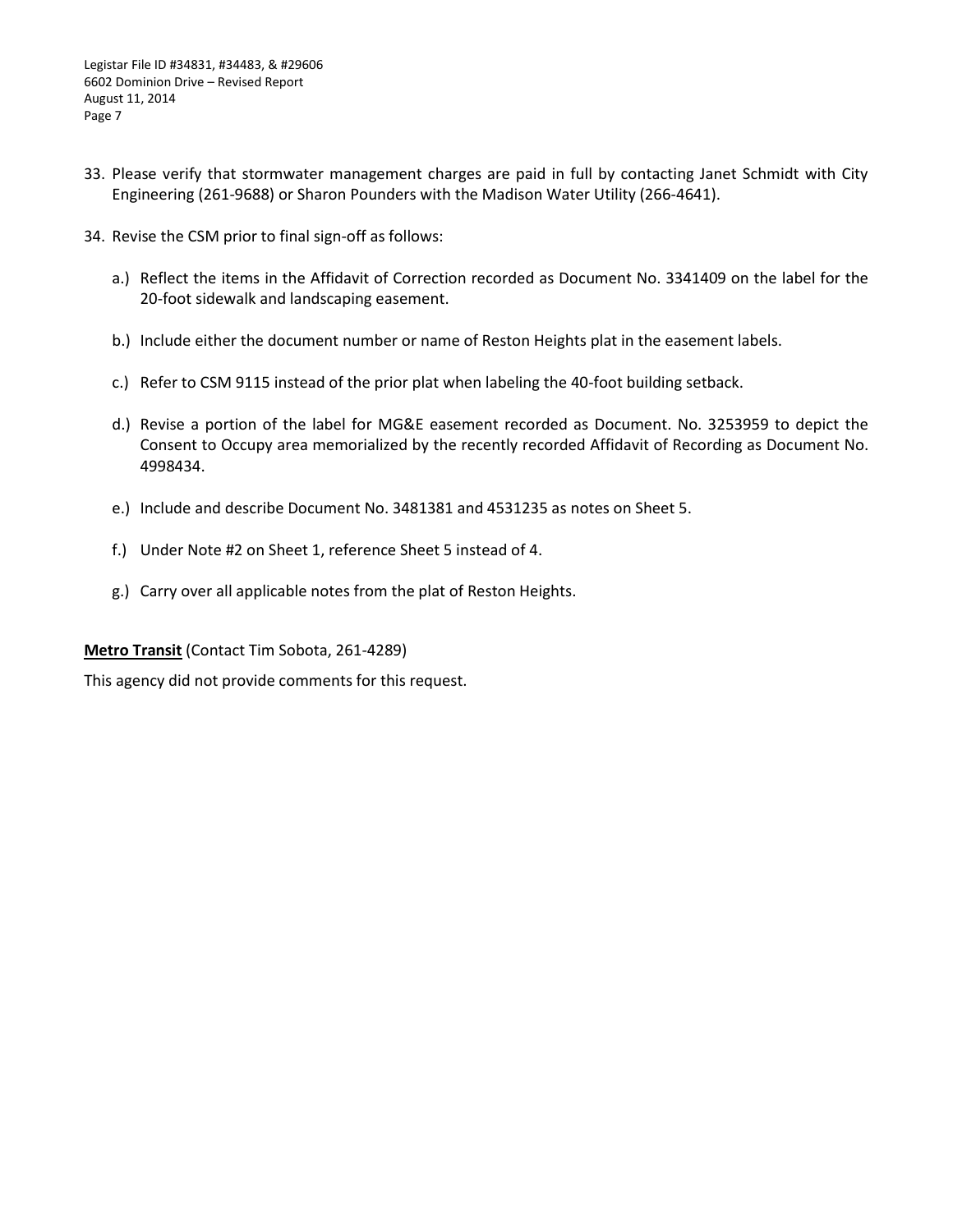33. Please verify that stormwater management charges are paid in full by contacting Janet Schmidt with City Engineering (261-9688) or Sharon Pounders with the Madison Water Utility (266-4641).

34. Revise the CSM prior to final sign-off as follows:

    a.) Reflect the items in the Affidavit of Correction recorded as Document No. 3341409 on the label for the 20-foot sidewalk and landscaping easement.

    b.) Include either the document number or name of Reston Heights plat in the easement labels.

    c.) Refer to CSM 9115 instead of the prior plat when labeling the 40-foot building setback.

    d.) Revise a portion of the label for MG&E easement recorded as Document. No. 3253959 to depict the Consent to Occupy area memorialized by the recently recorded Affidavit of Recording as Document No. 4998434.

    e.) Include and describe Document No. 3481381 and 4531235 as notes on Sheet 5.

    f.) Under Note #2 on Sheet 1, reference Sheet 5 instead of 4.

    g.) Carry over all applicable notes from the plat of Reston Heights.

**Metro Transit** (Contact Tim Sobota, 261-4289)

This agency did not provide comments for this request.